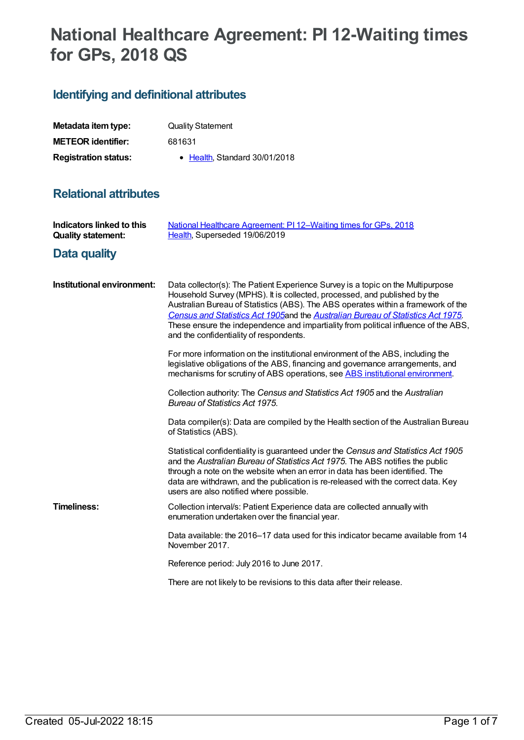# National Healthcare Agreement: PI 12-Waiting times for GPs, 2018 QS

## Identifying and definitional attributes

| | |
|---|---|
| **Metadata item type:** | Quality Statement |
| **METEOR identifier:** | 681631 |
| **Registration status:** | • Health, Standard 30/01/2018 |

## Relational attributes

| | |
|---|---|
| **Indicators linked to this Quality statement:** | National Healthcare Agreement: PI 12–Waiting times for GPs, 2018<br>Health, Superseded 19/06/2019 |

## Data quality

**Institutional environment:**

Data collector(s): The Patient Experience Survey is a topic on the Multipurpose Household Survey (MPHS). It is collected, processed, and published by the Australian Bureau of Statistics (ABS). The ABS operates within a framework of the *Census and Statistics Act 1905* and the *Australian Bureau of Statistics Act 1975*. These ensure the independence and impartiality from political influence of the ABS, and the confidentiality of respondents.

For more information on the institutional environment of the ABS, including the legislative obligations of the ABS, financing and governance arrangements, and mechanisms for scrutiny of ABS operations, see ABS institutional environment.

Collection authority: The *Census and Statistics Act 1905* and the *Australian Bureau of Statistics Act 1975.*

Data compiler(s): Data are compiled by the Health section of the Australian Bureau of Statistics (ABS).

Statistical confidentiality is guaranteed under the *Census and Statistics Act 1905* and the *Australian Bureau of Statistics Act 1975.* The ABS notifies the public through a note on the website when an error in data has been identified. The data are withdrawn, and the publication is re-released with the correct data. Key users are also notified where possible.

**Timeliness:**

Collection interval/s: Patient Experience data are collected annually with enumeration undertaken over the financial year.

Data available: the 2016–17 data used for this indicator became available from 14 November 2017.

Reference period: July 2016 to June 2017.

There are not likely to be revisions to this data after their release.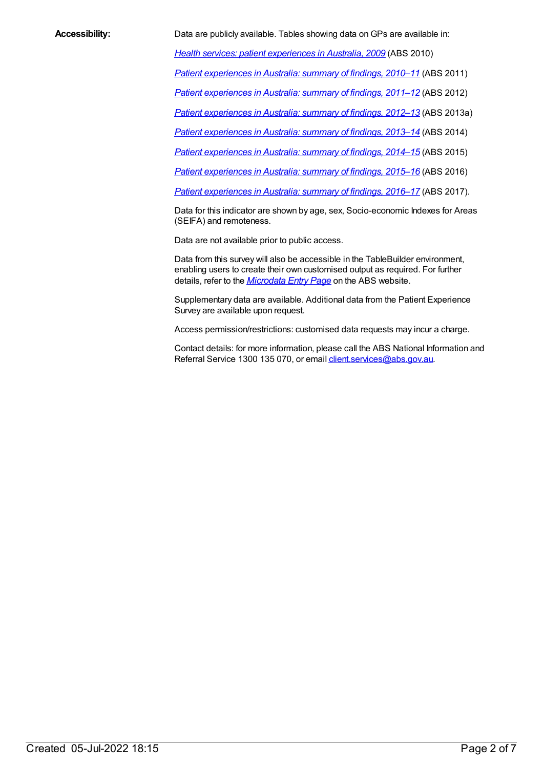**Accessibility:**

Data are publicly available. Tables showing data on GPs are available in:

*Health services: patient experiences in Australia, 2009* (ABS 2010)

*Patient experiences in Australia: summary of findings, 2010–11* (ABS 2011)

*Patient experiences in Australia: summary of findings, 2011–12* (ABS 2012)

*Patient experiences in Australia: summary of findings, 2012–13* (ABS 2013a)

*Patient experiences in Australia: summary of findings, 2013–14* (ABS 2014)

*Patient experiences in Australia: summary of findings, 2014–15* (ABS 2015)

*Patient experiences in Australia: summary of findings, 2015–16* (ABS 2016)

*Patient experiences in Australia: summary of findings, 2016–17* (ABS 2017).

Data for this indicator are shown by age, sex, Socio-economic Indexes for Areas (SEIFA) and remoteness.

Data are not available prior to public access.

Data from this survey will also be accessible in the TableBuilder environment, enabling users to create their own customised output as required. For further details, refer to the *Microdata Entry Page* on the ABS website.

Supplementary data are available. Additional data from the Patient Experience Survey are available upon request.

Access permission/restrictions: customised data requests may incur a charge.

Contact details: for more information, please call the ABS National Information and Referral Service 1300 135 070, or email client.services@abs.gov.au.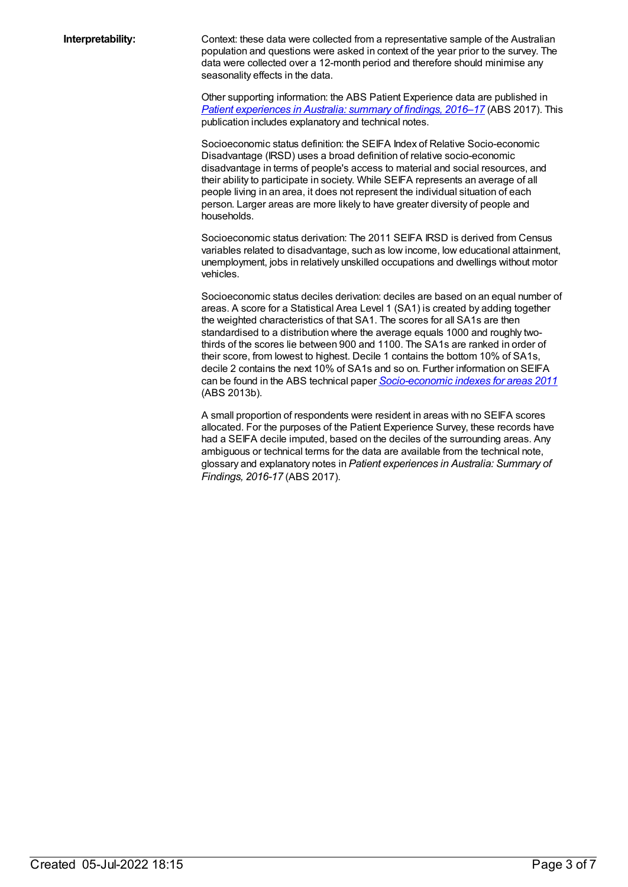**Interpretability:**

Context: these data were collected from a representative sample of the Australian population and questions were asked in context of the year prior to the survey. The data were collected over a 12-month period and therefore should minimise any seasonality effects in the data.

Other supporting information: the ABS Patient Experience data are published in *Patient experiences in Australia: summary of findings, 2016–17* (ABS 2017). This publication includes explanatory and technical notes.

Socioeconomic status definition: the SEIFA Index of Relative Socio-economic Disadvantage (IRSD) uses a broad definition of relative socio-economic disadvantage in terms of people's access to material and social resources, and their ability to participate in society. While SEIFA represents an average of all people living in an area, it does not represent the individual situation of each person. Larger areas are more likely to have greater diversity of people and households.

Socioeconomic status derivation: The 2011 SEIFA IRSD is derived from Census variables related to disadvantage, such as low income, low educational attainment, unemployment, jobs in relatively unskilled occupations and dwellings without motor vehicles.

Socioeconomic status deciles derivation: deciles are based on an equal number of areas. A score for a Statistical Area Level 1 (SA1) is created by adding together the weighted characteristics of that SA1. The scores for all SA1s are then standardised to a distribution where the average equals 1000 and roughly two-thirds of the scores lie between 900 and 1100. The SA1s are ranked in order of their score, from lowest to highest. Decile 1 contains the bottom 10% of SA1s, decile 2 contains the next 10% of SA1s and so on. Further information on SEIFA can be found in the ABS technical paper ***Socio-economic indexes for areas 2011*** (ABS 2013b).

A small proportion of respondents were resident in areas with no SEIFA scores allocated. For the purposes of the Patient Experience Survey, these records have had a SEIFA decile imputed, based on the deciles of the surrounding areas. Any ambiguous or technical terms for the data are available from the technical note, glossary and explanatory notes in *Patient experiences in Australia: Summary of Findings, 2016-17* (ABS 2017).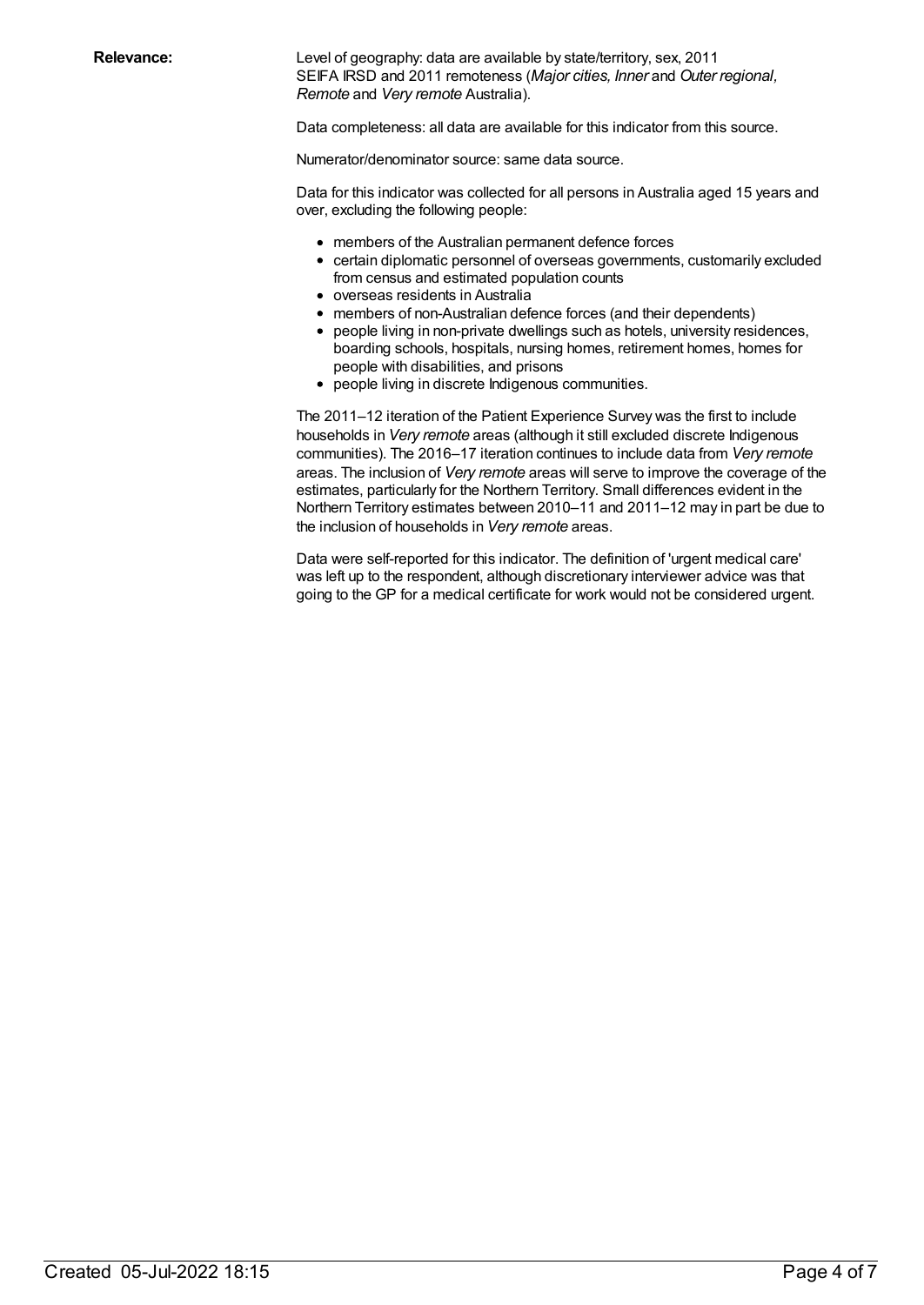**Relevance:**

Level of geography: data are available by state/territory, sex, 2011 SEIFA IRSD and 2011 remoteness (*Major cities, Inner* and *Outer regional, Remote* and *Very remote* Australia).

Data completeness: all data are available for this indicator from this source.

Numerator/denominator source: same data source.

Data for this indicator was collected for all persons in Australia aged 15 years and over, excluding the following people:

- members of the Australian permanent defence forces
- certain diplomatic personnel of overseas governments, customarily excluded from census and estimated population counts
- overseas residents in Australia
- members of non-Australian defence forces (and their dependents)
- people living in non-private dwellings such as hotels, university residences, boarding schools, hospitals, nursing homes, retirement homes, homes for people with disabilities, and prisons
- people living in discrete Indigenous communities.

The 2011–12 iteration of the Patient Experience Survey was the first to include households in *Very remote* areas (although it still excluded discrete Indigenous communities). The 2016–17 iteration continues to include data from *Very remote* areas. The inclusion of *Very remote* areas will serve to improve the coverage of the estimates, particularly for the Northern Territory. Small differences evident in the Northern Territory estimates between 2010–11 and 2011–12 may in part be due to the inclusion of households in *Very remote* areas.

Data were self-reported for this indicator. The definition of 'urgent medical care' was left up to the respondent, although discretionary interviewer advice was that going to the GP for a medical certificate for work would not be considered urgent.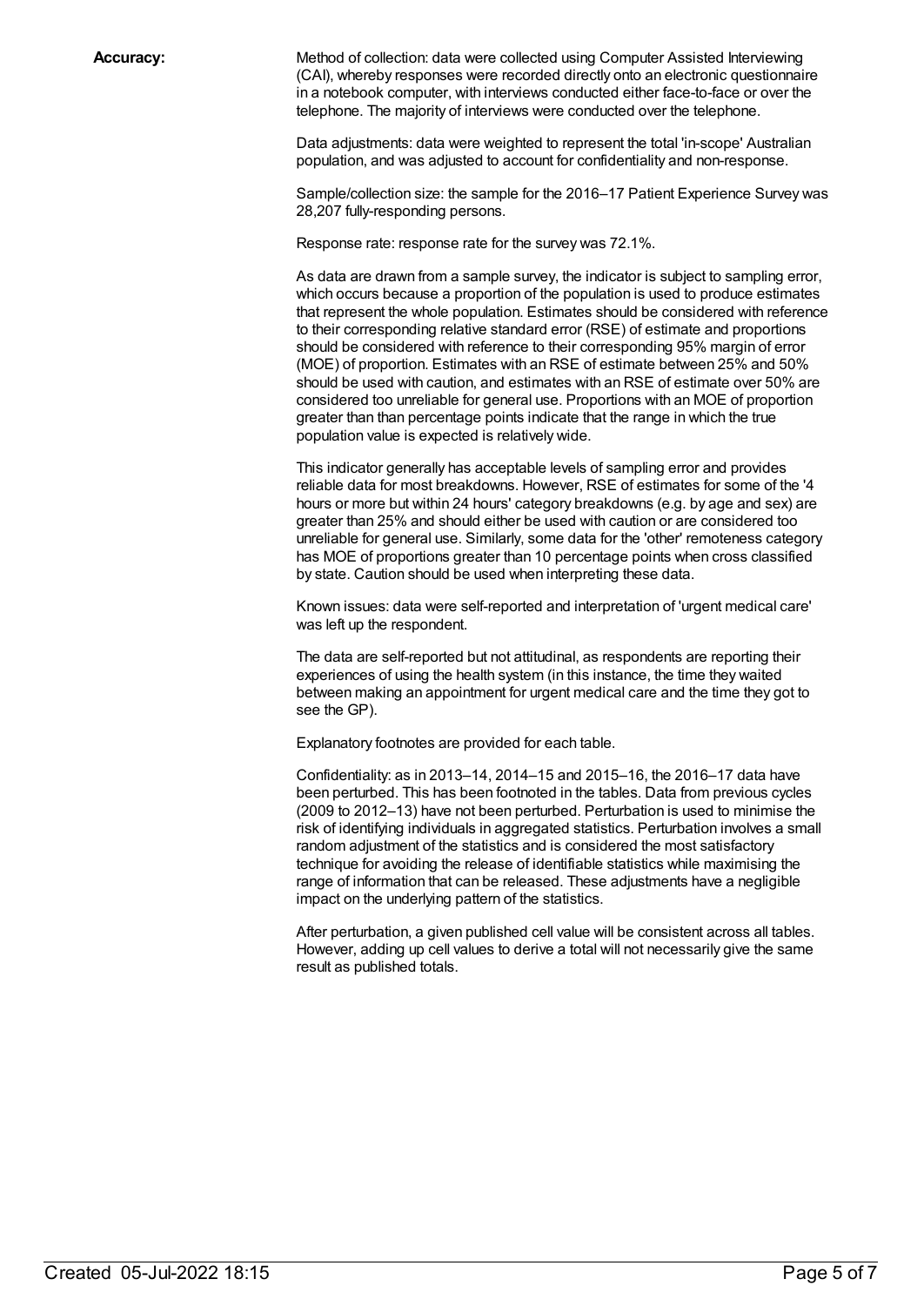**Accuracy:**

Method of collection: data were collected using Computer Assisted Interviewing (CAI), whereby responses were recorded directly onto an electronic questionnaire in a notebook computer, with interviews conducted either face-to-face or over the telephone. The majority of interviews were conducted over the telephone.

Data adjustments: data were weighted to represent the total 'in-scope' Australian population, and was adjusted to account for confidentiality and non-response.

Sample/collection size: the sample for the 2016–17 Patient Experience Survey was 28,207 fully-responding persons.

Response rate: response rate for the survey was 72.1%.

As data are drawn from a sample survey, the indicator is subject to sampling error, which occurs because a proportion of the population is used to produce estimates that represent the whole population. Estimates should be considered with reference to their corresponding relative standard error (RSE) of estimate and proportions should be considered with reference to their corresponding 95% margin of error (MOE) of proportion. Estimates with an RSE of estimate between 25% and 50% should be used with caution, and estimates with an RSE of estimate over 50% are considered too unreliable for general use. Proportions with an MOE of proportion greater than than percentage points indicate that the range in which the true population value is expected is relatively wide.

This indicator generally has acceptable levels of sampling error and provides reliable data for most breakdowns. However, RSE of estimates for some of the '4 hours or more but within 24 hours' category breakdowns (e.g. by age and sex) are greater than 25% and should either be used with caution or are considered too unreliable for general use. Similarly, some data for the 'other' remoteness category has MOE of proportions greater than 10 percentage points when cross classified by state. Caution should be used when interpreting these data.

Known issues: data were self-reported and interpretation of 'urgent medical care' was left up the respondent.

The data are self-reported but not attitudinal, as respondents are reporting their experiences of using the health system (in this instance, the time they waited between making an appointment for urgent medical care and the time they got to see the GP).

Explanatory footnotes are provided for each table.

Confidentiality: as in 2013–14, 2014–15 and 2015–16, the 2016–17 data have been perturbed. This has been footnoted in the tables. Data from previous cycles (2009 to 2012–13) have not been perturbed. Perturbation is used to minimise the risk of identifying individuals in aggregated statistics. Perturbation involves a small random adjustment of the statistics and is considered the most satisfactory technique for avoiding the release of identifiable statistics while maximising the range of information that can be released. These adjustments have a negligible impact on the underlying pattern of the statistics.

After perturbation, a given published cell value will be consistent across all tables. However, adding up cell values to derive a total will not necessarily give the same result as published totals.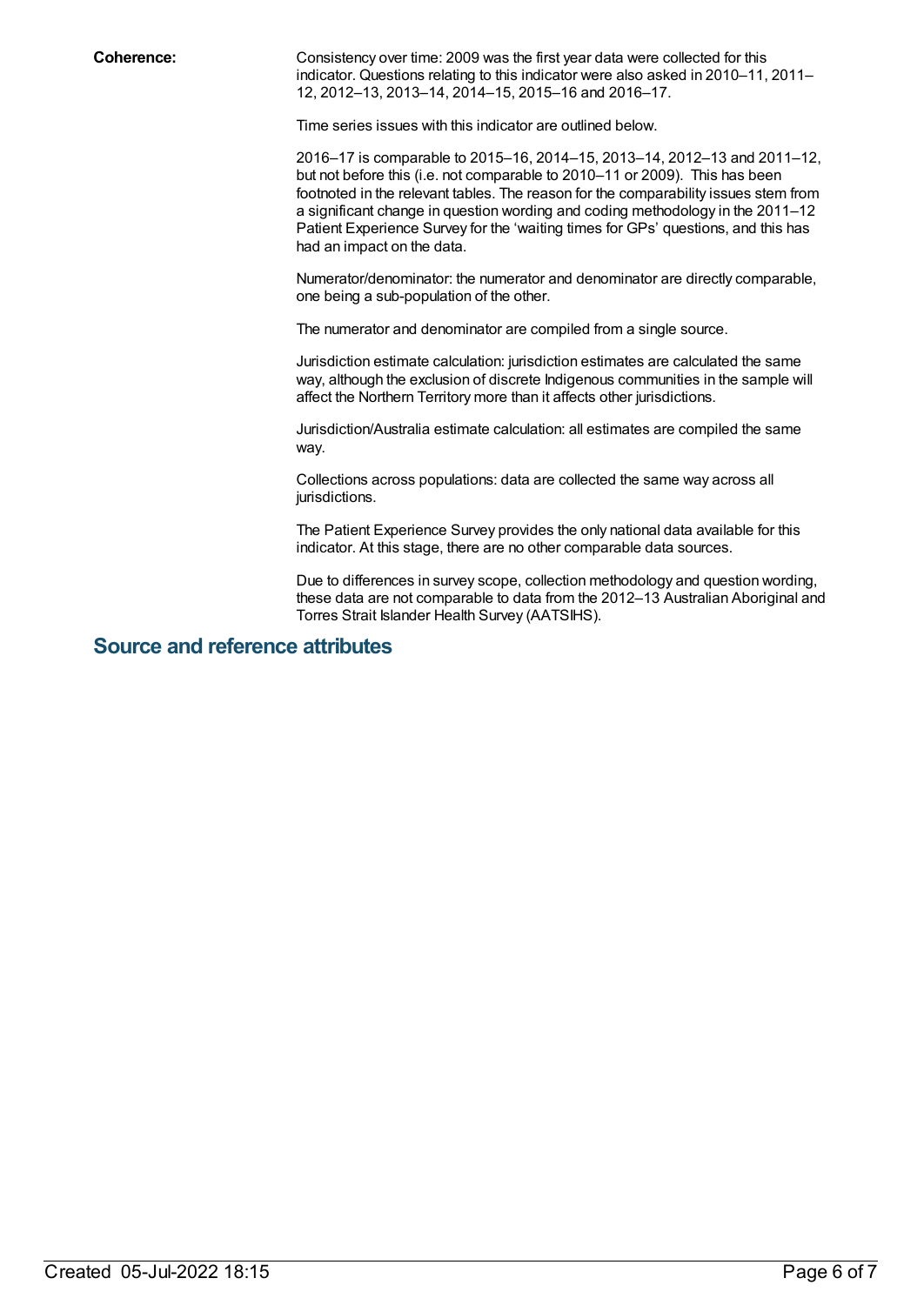**Coherence:**

Consistency over time: 2009 was the first year data were collected for this indicator. Questions relating to this indicator were also asked in 2010–11, 2011–12, 2012–13, 2013–14, 2014–15, 2015–16 and 2016–17.

Time series issues with this indicator are outlined below.

2016–17 is comparable to 2015–16, 2014–15, 2013–14, 2012–13 and 2011–12, but not before this (i.e. not comparable to 2010–11 or 2009). This has been footnoted in the relevant tables. The reason for the comparability issues stem from a significant change in question wording and coding methodology in the 2011–12 Patient Experience Survey for the 'waiting times for GPs' questions, and this has had an impact on the data.

Numerator/denominator: the numerator and denominator are directly comparable, one being a sub-population of the other.

The numerator and denominator are compiled from a single source.

Jurisdiction estimate calculation: jurisdiction estimates are calculated the same way, although the exclusion of discrete Indigenous communities in the sample will affect the Northern Territory more than it affects other jurisdictions.

Jurisdiction/Australia estimate calculation: all estimates are compiled the same way.

Collections across populations: data are collected the same way across all jurisdictions.

The Patient Experience Survey provides the only national data available for this indicator. At this stage, there are no other comparable data sources.

Due to differences in survey scope, collection methodology and question wording, these data are not comparable to data from the 2012–13 Australian Aboriginal and Torres Strait Islander Health Survey (AATSIHS).

## Source and reference attributes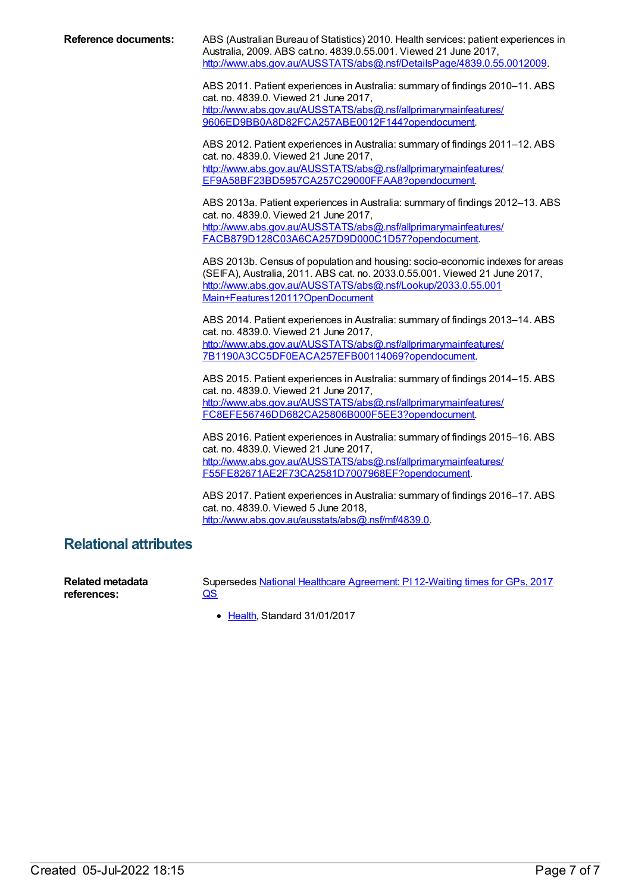**Reference documents:**

ABS (Australian Bureau of Statistics) 2010. Health services: patient experiences in Australia, 2009. ABS cat.no. 4839.0.55.001. Viewed 21 June 2017, http://www.abs.gov.au/AUSSTATS/abs@.nsf/DetailsPage/4839.0.55.0012009.

ABS 2011. Patient experiences in Australia: summary of findings 2010–11. ABS cat. no. 4839.0. Viewed 21 June 2017, http://www.abs.gov.au/AUSSTATS/abs@.nsf/allprimarymainfeatures/9606ED9BB0A8D82FCA257ABE0012F144?opendocument.

ABS 2012. Patient experiences in Australia: summary of findings 2011–12. ABS cat. no. 4839.0. Viewed 21 June 2017, http://www.abs.gov.au/AUSSTATS/abs@.nsf/allprimarymainfeatures/EF9A58BF23BD5957CA257C29000FFAA8?opendocument.

ABS 2013a. Patient experiences in Australia: summary of findings 2012–13. ABS cat. no. 4839.0. Viewed 21 June 2017, http://www.abs.gov.au/AUSSTATS/abs@.nsf/allprimarymainfeatures/FACB879D128C03A6CA257D9D000C1D57?opendocument.

ABS 2013b. Census of population and housing: socio-economic indexes for areas (SEIFA), Australia, 2011. ABS cat. no. 2033.0.55.001. Viewed 21 June 2017, http://www.abs.gov.au/AUSSTATS/abs@.nsf/Lookup/2033.0.55.001Main+Features12011?OpenDocument

ABS 2014. Patient experiences in Australia: summary of findings 2013–14. ABS cat. no. 4839.0. Viewed 21 June 2017, http://www.abs.gov.au/AUSSTATS/abs@.nsf/allprimarymainfeatures/7B1190A3CC5DF0EACA257EFB00114069?opendocument.

ABS 2015. Patient experiences in Australia: summary of findings 2014–15. ABS cat. no. 4839.0. Viewed 21 June 2017, http://www.abs.gov.au/AUSSTATS/abs@.nsf/allprimarymainfeatures/FC8EFE56746DD682CA25806B000F5EE3?opendocument.

ABS 2016. Patient experiences in Australia: summary of findings 2015–16. ABS cat. no. 4839.0. Viewed 21 June 2017, http://www.abs.gov.au/AUSSTATS/abs@.nsf/allprimarymainfeatures/F55FE82671AE2F73CA2581D7007968EF?opendocument.

ABS 2017. Patient experiences in Australia: summary of findings 2016–17. ABS cat. no. 4839.0. Viewed 5 June 2018, http://www.abs.gov.au/ausstats/abs@.nsf/mf/4839.0.

## Relational attributes

**Related metadata references:**

Supersedes National Healthcare Agreement: PI 12-Waiting times for GPs, 2017 QS

- Health, Standard 31/01/2017